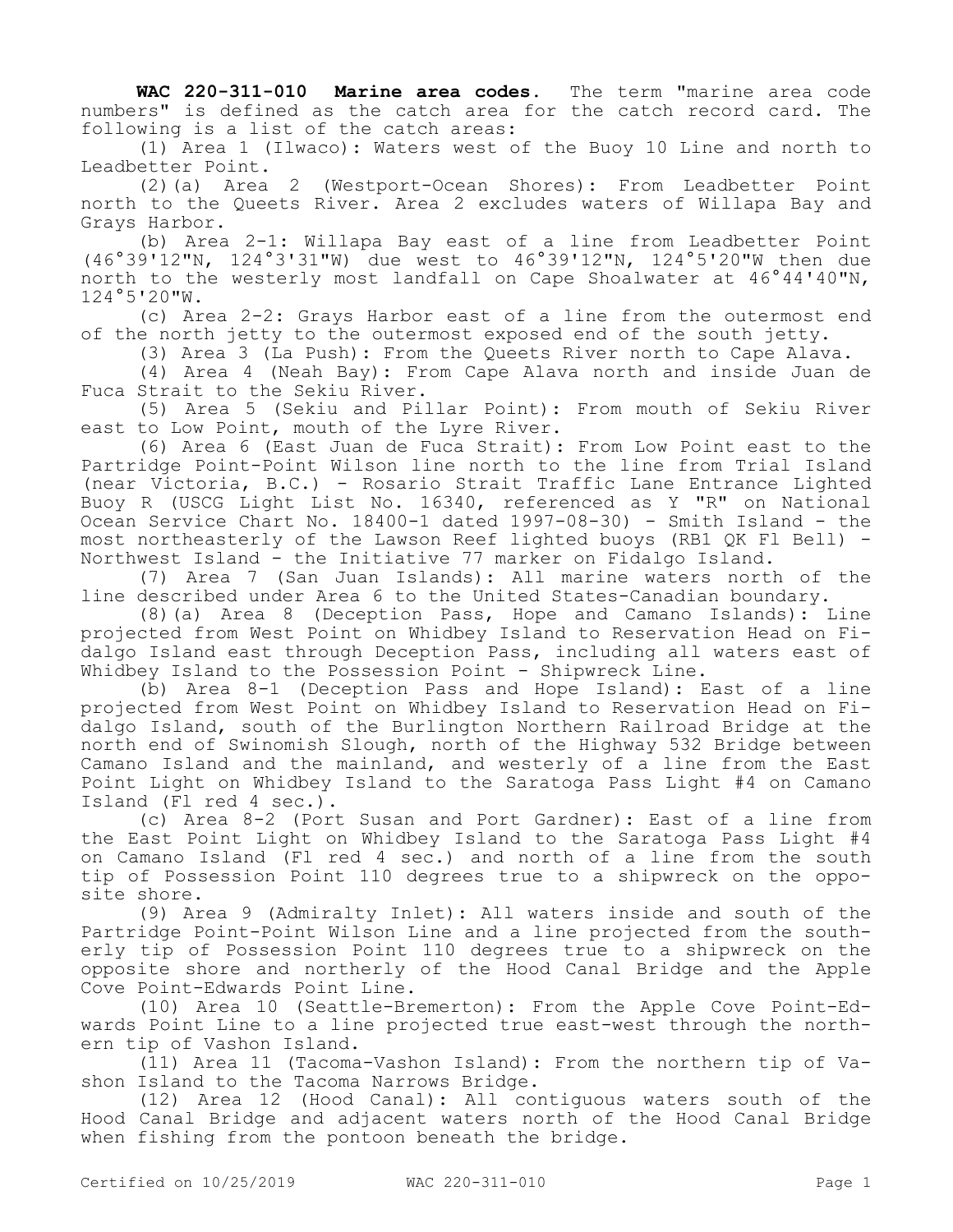**WAC 220-311-010 Marine area codes.** The term "marine area code numbers" is defined as the catch area for the catch record card. The following is a list of the catch areas:

(1) Area 1 (Ilwaco): Waters west of the Buoy 10 Line and north to Leadbetter Point.

(2)(a) Area 2 (Westport-Ocean Shores): From Leadbetter Point north to the Queets River. Area 2 excludes waters of Willapa Bay and Grays Harbor.

(b) Area 2-1: Willapa Bay east of a line from Leadbetter Point (46°39'12"N, 124°3'31"W) due west to 46°39'12"N, 124°5'20"W then due north to the westerly most landfall on Cape Shoalwater at 46°44'40"N, 124°5'20"W.

(c) Area 2-2: Grays Harbor east of a line from the outermost end of the north jetty to the outermost exposed end of the south jetty.

(3) Area 3 (La Push): From the Queets River north to Cape Alava.

(4) Area 4 (Neah Bay): From Cape Alava north and inside Juan de Fuca Strait to the Sekiu River.

(5) Area 5 (Sekiu and Pillar Point): From mouth of Sekiu River east to Low Point, mouth of the Lyre River.

(6) Area 6 (East Juan de Fuca Strait): From Low Point east to the Partridge Point-Point Wilson line north to the line from Trial Island (near Victoria, B.C.) - Rosario Strait Traffic Lane Entrance Lighted Buoy R (USCG Light List No. 16340, referenced as Y "R" on National Ocean Service Chart No. 18400-1 dated 1997-08-30) - Smith Island - the most northeasterly of the Lawson Reef lighted buoys (RB1 QK Fl Bell) - Northwest Island - the Initiative 77 marker on Fidalgo Island.

(7) Area 7 (San Juan Islands): All marine waters north of the line described under Area 6 to the United States-Canadian boundary.

(8)(a) Area 8 (Deception Pass, Hope and Camano Islands): Line projected from West Point on Whidbey Island to Reservation Head on Fidalgo Island east through Deception Pass, including all waters east of Whidbey Island to the Possession Point - Shipwreck Line.

(b) Area 8-1 (Deception Pass and Hope Island): East of a line projected from West Point on Whidbey Island to Reservation Head on Fidalgo Island, south of the Burlington Northern Railroad Bridge at the north end of Swinomish Slough, north of the Highway 532 Bridge between Camano Island and the mainland, and westerly of a line from the East Point Light on Whidbey Island to the Saratoga Pass Light #4 on Camano Island (Fl red 4 sec.).

(c) Area 8-2 (Port Susan and Port Gardner): East of a line from the East Point Light on Whidbey Island to the Saratoga Pass Light #4 on Camano Island (Fl red 4 sec.) and north of a line from the south tip of Possession Point 110 degrees true to a shipwreck on the opposite shore.

(9) Area 9 (Admiralty Inlet): All waters inside and south of the Partridge Point-Point Wilson Line and a line projected from the southerly tip of Possession Point 110 degrees true to a shipwreck on the opposite shore and northerly of the Hood Canal Bridge and the Apple Cove Point-Edwards Point Line.

(10) Area 10 (Seattle-Bremerton): From the Apple Cove Point-Edwards Point Line to a line projected true east-west through the northern tip of Vashon Island.

(11) Area 11 (Tacoma-Vashon Island): From the northern tip of Vashon Island to the Tacoma Narrows Bridge.

(12) Area 12 (Hood Canal): All contiguous waters south of the Hood Canal Bridge and adjacent waters north of the Hood Canal Bridge when fishing from the pontoon beneath the bridge.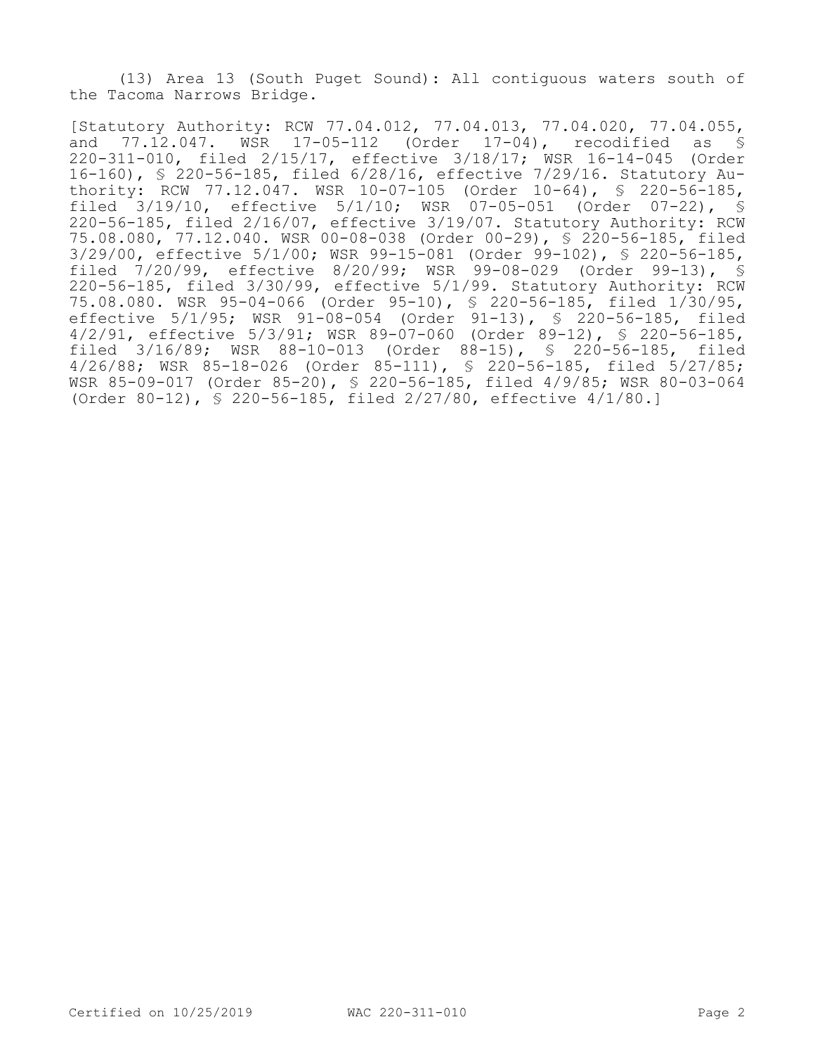(13) Area 13 (South Puget Sound): All contiguous waters south of the Tacoma Narrows Bridge.

[Statutory Authority: RCW 77.04.012, 77.04.013, 77.04.020, 77.04.055, and 77.12.047. WSR 17-05-112 (Order 17-04), recodified as § 220-311-010, filed 2/15/17, effective 3/18/17; WSR 16-14-045 (Order 16-160), § 220-56-185, filed 6/28/16, effective 7/29/16. Statutory Authority: RCW 77.12.047. WSR 10-07-105 (Order 10-64), § 220-56-185, filed 3/19/10, effective 5/1/10; WSR 07-05-051 (Order 07-22), § 220-56-185, filed 2/16/07, effective 3/19/07. Statutory Authority: RCW 75.08.080, 77.12.040. WSR 00-08-038 (Order 00-29), § 220-56-185, filed 3/29/00, effective 5/1/00; WSR 99-15-081 (Order 99-102), § 220-56-185, filed 7/20/99, effective 8/20/99; WSR 99-08-029 (Order 99-13), § 220-56-185, filed 3/30/99, effective 5/1/99. Statutory Authority: RCW 75.08.080. WSR 95-04-066 (Order 95-10), § 220-56-185, filed 1/30/95, effective 5/1/95; WSR 91-08-054 (Order 91-13), § 220-56-185, filed 4/2/91, effective 5/3/91; WSR 89-07-060 (Order 89-12), § 220-56-185, filed 3/16/89; WSR 88-10-013 (Order 88-15), § 220-56-185, filed 4/26/88; WSR 85-18-026 (Order 85-111), § 220-56-185, filed 5/27/85; WSR 85-09-017 (Order 85-20), § 220-56-185, filed 4/9/85; WSR 80-03-064 (Order 80-12), § 220-56-185, filed 2/27/80, effective 4/1/80.]